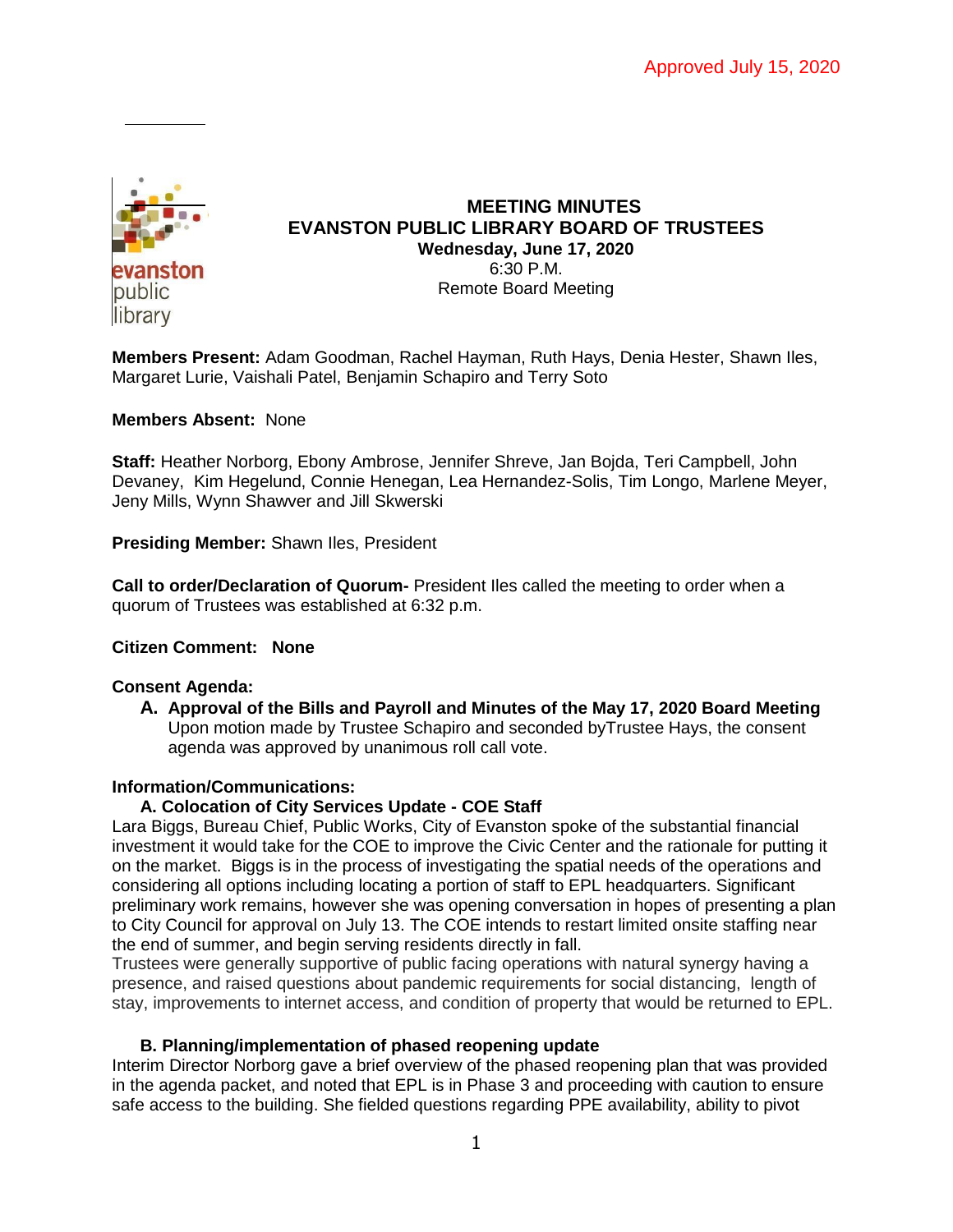Approved July 15, 2020

# MEETING MINUTES
## EVANSTON PUBLIC LIBRARY BOARD OF TRUSTEES
**Wednesday, June 17, 2020**
6:30 P.M.
Remote Board Meeting

**Members Present:** Adam Goodman, Rachel Hayman, Ruth Hays, Denia Hester, Shawn Iles, Margaret Lurie, Vaishali Patel, Benjamin Schapiro and Terry Soto

**Members Absent:** None

**Staff:** Heather Norborg, Ebony Ambrose, Jennifer Shreve, Jan Bojda, Teri Campbell, John Devaney, Kim Hegelund, Connie Henegan, Lea Hernandez-Solis, Tim Longo, Marlene Meyer, Jeny Mills, Wynn Shawver and Jill Skwerski

**Presiding Member:** Shawn Iles, President

**Call to order/Declaration of Quorum-** President Iles called the meeting to order when a quorum of Trustees was established at 6:32 p.m.

**Citizen Comment: None**

**Consent Agenda:**

**A. Approval of the Bills and Payroll and Minutes of the May 17, 2020 Board Meeting**
Upon motion made by Trustee Schapiro and seconded byTrustee Hays, the consent agenda was approved by unanimous roll call vote.

**Information/Communications:**

**A. Colocation of City Services Update - COE Staff**

Lara Biggs, Bureau Chief, Public Works, City of Evanston spoke of the substantial financial investment it would take for the COE to improve the Civic Center and the rationale for putting it on the market. Biggs is in the process of investigating the spatial needs of the operations and considering all options including locating a portion of staff to EPL headquarters. Significant preliminary work remains, however she was opening conversation in hopes of presenting a plan to City Council for approval on July 13. The COE intends to restart limited onsite staffing near the end of summer, and begin serving residents directly in fall.
Trustees were generally supportive of public facing operations with natural synergy having a presence, and raised questions about pandemic requirements for social distancing, length of stay, improvements to internet access, and condition of property that would be returned to EPL.

**B. Planning/implementation of phased reopening update**

Interim Director Norborg gave a brief overview of the phased reopening plan that was provided in the agenda packet, and noted that EPL is in Phase 3 and proceeding with caution to ensure safe access to the building. She fielded questions regarding PPE availability, ability to pivot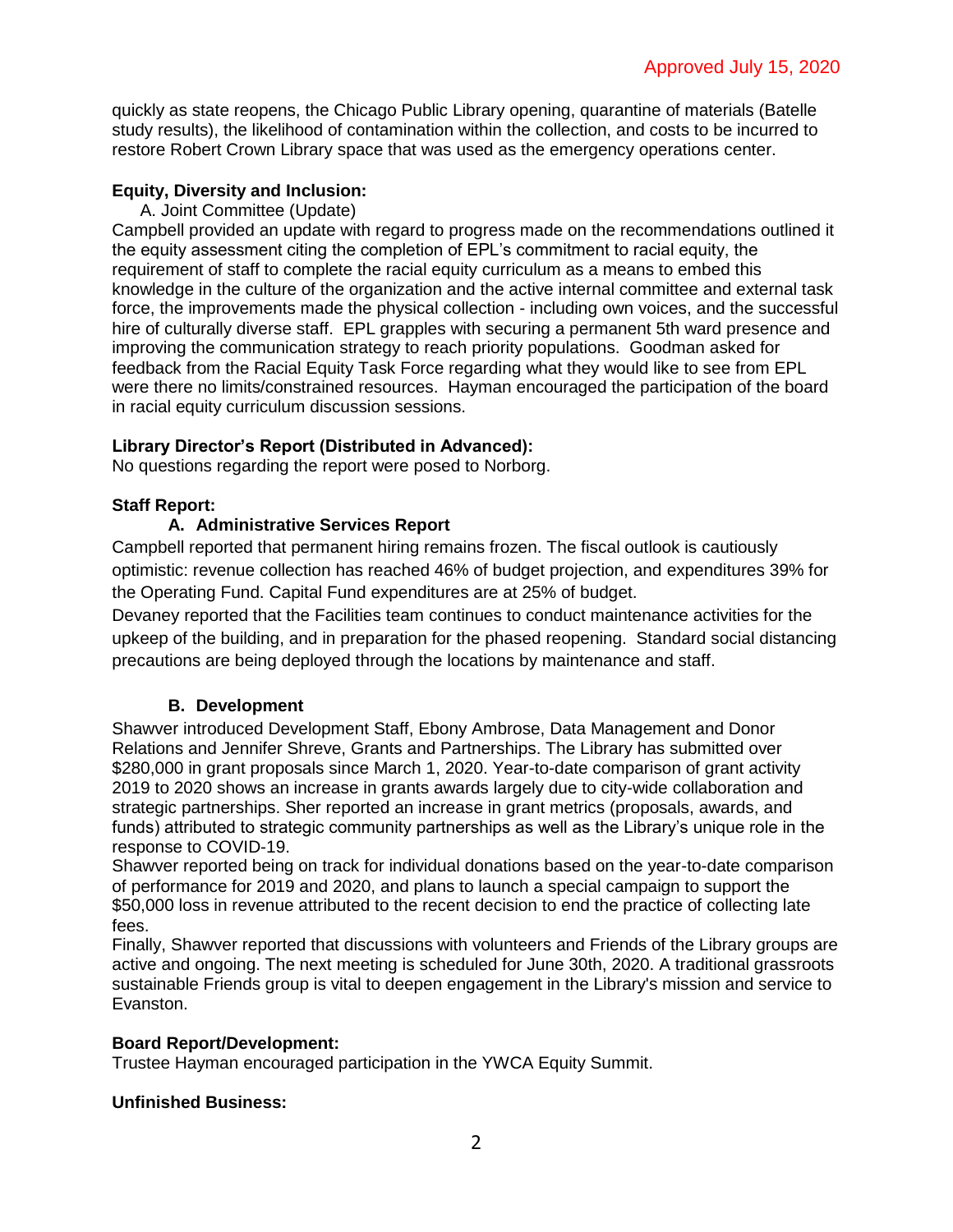Approved July 15, 2020

quickly as state reopens, the Chicago Public Library opening, quarantine of materials (Batelle study results), the likelihood of contamination within the collection, and costs to be incurred to restore Robert Crown Library space that was used as the emergency operations center.

**Equity, Diversity and Inclusion:**

A. Joint Committee (Update)

Campbell provided an update with regard to progress made on the recommendations outlined it the equity assessment citing the completion of EPL's commitment to racial equity, the requirement of staff to complete the racial equity curriculum as a means to embed this knowledge in the culture of the organization and the active internal committee and external task force, the improvements made the physical collection - including own voices, and the successful hire of culturally diverse staff. EPL grapples with securing a permanent 5th ward presence and improving the communication strategy to reach priority populations. Goodman asked for feedback from the Racial Equity Task Force regarding what they would like to see from EPL were there no limits/constrained resources. Hayman encouraged the participation of the board in racial equity curriculum discussion sessions.

**Library Director's Report (Distributed in Advanced):**

No questions regarding the report were posed to Norborg.

**Staff Report:**

**A. Administrative Services Report**

Campbell reported that permanent hiring remains frozen. The fiscal outlook is cautiously optimistic: revenue collection has reached 46% of budget projection, and expenditures 39% for the Operating Fund. Capital Fund expenditures are at 25% of budget.

Devaney reported that the Facilities team continues to conduct maintenance activities for the upkeep of the building, and in preparation for the phased reopening. Standard social distancing precautions are being deployed through the locations by maintenance and staff.

**B. Development**

Shawver introduced Development Staff, Ebony Ambrose, Data Management and Donor Relations and Jennifer Shreve, Grants and Partnerships. The Library has submitted over $280,000 in grant proposals since March 1, 2020. Year-to-date comparison of grant activity 2019 to 2020 shows an increase in grants awards largely due to city-wide collaboration and strategic partnerships. Sher reported an increase in grant metrics (proposals, awards, and funds) attributed to strategic community partnerships as well as the Library's unique role in the response to COVID-19.

Shawver reported being on track for individual donations based on the year-to-date comparison of performance for 2019 and 2020, and plans to launch a special campaign to support the $50,000 loss in revenue attributed to the recent decision to end the practice of collecting late fees.

Finally, Shawver reported that discussions with volunteers and Friends of the Library groups are active and ongoing. The next meeting is scheduled for June 30th, 2020. A traditional grassroots sustainable Friends group is vital to deepen engagement in the Library's mission and service to Evanston.

**Board Report/Development:**

Trustee Hayman encouraged participation in the YWCA Equity Summit.

**Unfinished Business:**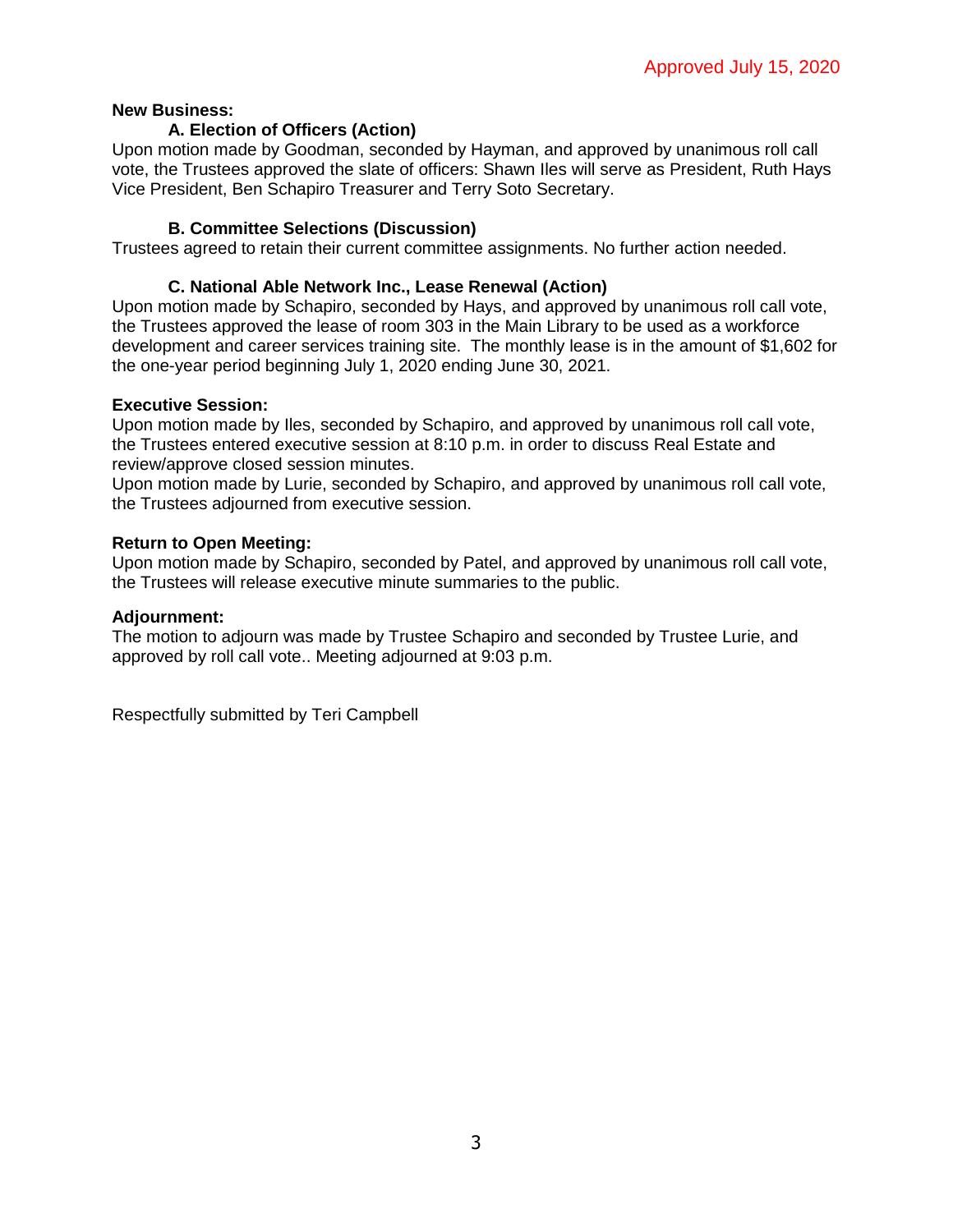Approved July 15, 2020

**New Business:**

**A. Election of Officers (Action)**

Upon motion made by Goodman, seconded by Hayman, and approved by unanimous roll call vote, the Trustees approved the slate of officers: Shawn Iles will serve as President, Ruth Hays Vice President, Ben Schapiro Treasurer and Terry Soto Secretary.

**B. Committee Selections (Discussion)**

Trustees agreed to retain their current committee assignments. No further action needed.

**C. National Able Network Inc., Lease Renewal (Action)**

Upon motion made by Schapiro, seconded by Hays, and approved by unanimous roll call vote, the Trustees approved the lease of room 303 in the Main Library to be used as a workforce development and career services training site. The monthly lease is in the amount of $1,602 for the one-year period beginning July 1, 2020 ending June 30, 2021.

**Executive Session:**

Upon motion made by Iles, seconded by Schapiro, and approved by unanimous roll call vote, the Trustees entered executive session at 8:10 p.m. in order to discuss Real Estate and review/approve closed session minutes.

Upon motion made by Lurie, seconded by Schapiro, and approved by unanimous roll call vote, the Trustees adjourned from executive session.

**Return to Open Meeting:**

Upon motion made by Schapiro, seconded by Patel, and approved by unanimous roll call vote, the Trustees will release executive minute summaries to the public.

**Adjournment:**

The motion to adjourn was made by Trustee Schapiro and seconded by Trustee Lurie, and approved by roll call vote.. Meeting adjourned at 9:03 p.m.

Respectfully submitted by Teri Campbell